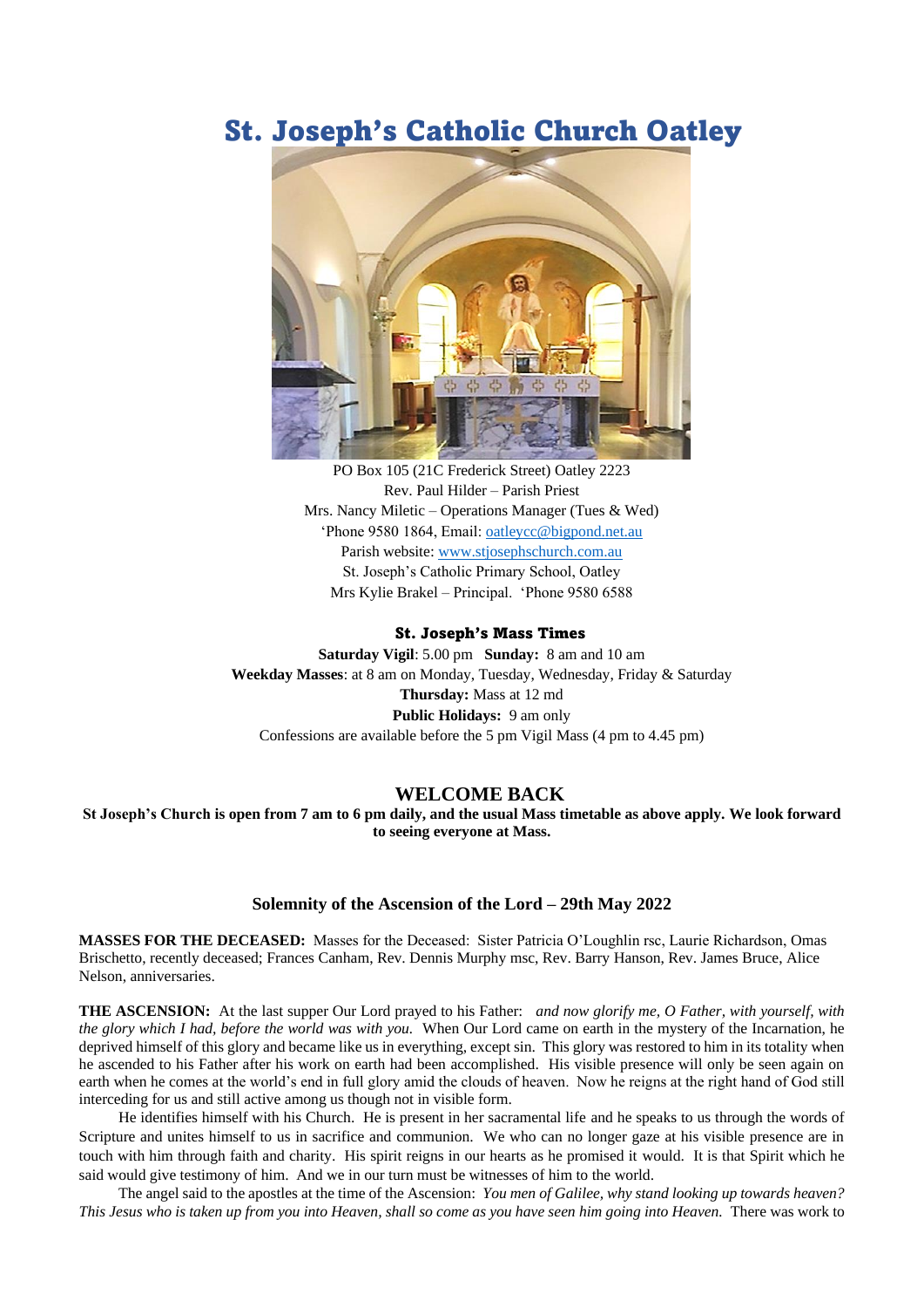# St. Joseph's Catholic Church Oatley

PO Box 105 (21C Frederick Street) Oatley 2223
Rev. Paul Hilder – Parish Priest
Mrs. Nancy Miletic – Operations Manager (Tues & Wed)
'Phone 9580 1864, Email: oatleycc@bigpond.net.au
Parish website: www.stjosephschurch.com.au
St. Joseph's Catholic Primary School, Oatley
Mrs Kylie Brakel – Principal. 'Phone 9580 6588

### St. Joseph's Mass Times

**Saturday Vigil**: 5.00 pm **Sunday:** 8 am and 10 am
**Weekday Masses**: at 8 am on Monday, Tuesday, Wednesday, Friday & Saturday
**Thursday:** Mass at 12 md
**Public Holidays:** 9 am only
Confessions are available before the 5 pm Vigil Mass (4 pm to 4.45 pm)

## WELCOME BACK

**St Joseph's Church is open from 7 am to 6 pm daily, and the usual Mass timetable as above apply. We look forward to seeing everyone at Mass.**

### Solemnity of the Ascension of the Lord – 29th May 2022

**MASSES FOR THE DECEASED:** Masses for the Deceased: Sister Patricia O'Loughlin rsc, Laurie Richardson, Omas Brischetto, recently deceased; Frances Canham, Rev. Dennis Murphy msc, Rev. Barry Hanson, Rev. James Bruce, Alice Nelson, anniversaries.

**THE ASCENSION:** At the last supper Our Lord prayed to his Father: *and now glorify me, O Father, with yourself, with the glory which I had, before the world was with you.* When Our Lord came on earth in the mystery of the Incarnation, he deprived himself of this glory and became like us in everything, except sin. This glory was restored to him in its totality when he ascended to his Father after his work on earth had been accomplished. His visible presence will only be seen again on earth when he comes at the world's end in full glory amid the clouds of heaven. Now he reigns at the right hand of God still interceding for us and still active among us though not in visible form.

He identifies himself with his Church. He is present in her sacramental life and he speaks to us through the words of Scripture and unites himself to us in sacrifice and communion. We who can no longer gaze at his visible presence are in touch with him through faith and charity. His spirit reigns in our hearts as he promised it would. It is that Spirit which he said would give testimony of him. And we in our turn must be witnesses of him to the world.

The angel said to the apostles at the time of the Ascension: *You men of Galilee, why stand looking up towards heaven? This Jesus who is taken up from you into Heaven, shall so come as you have seen him going into Heaven.* There was work to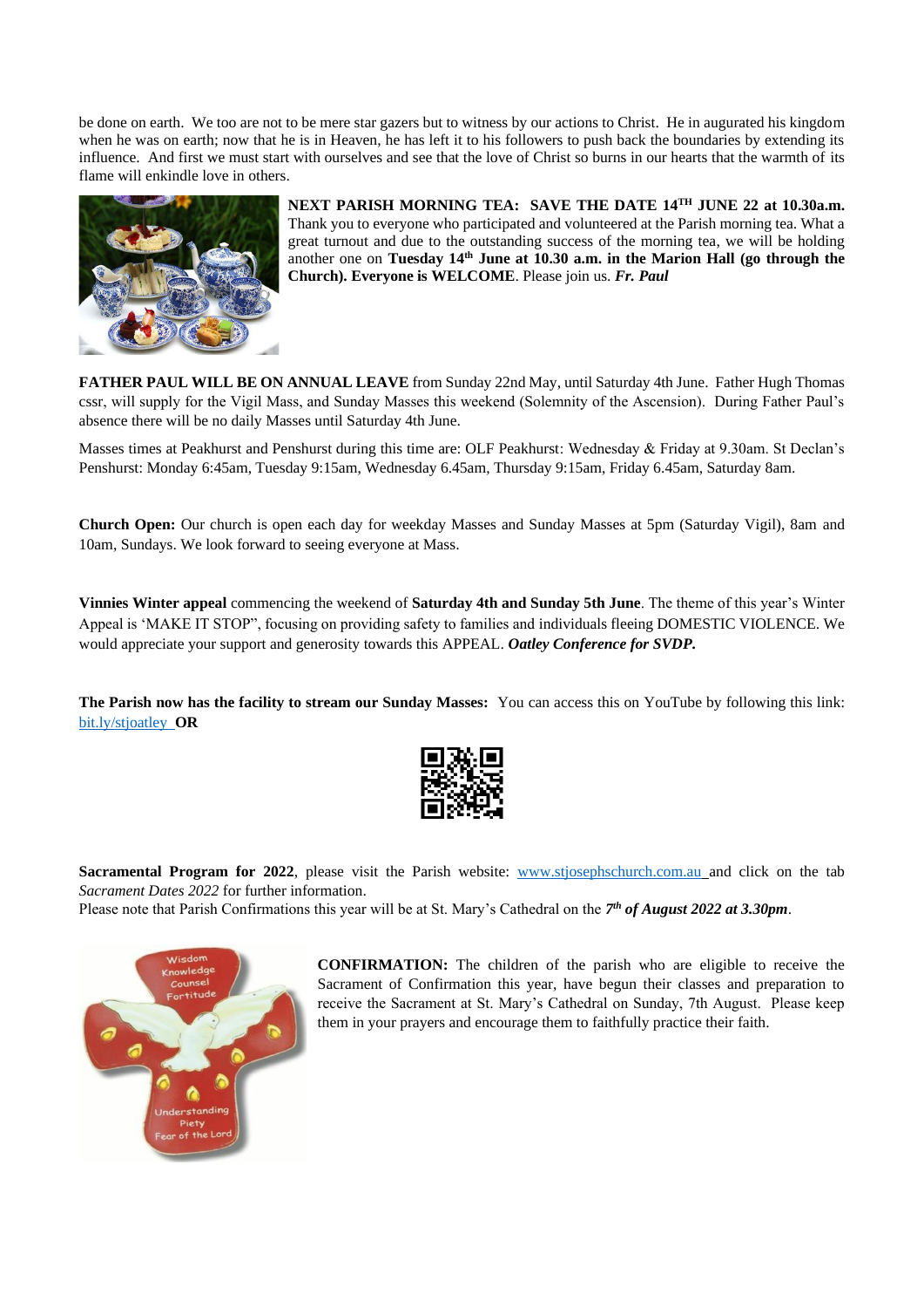be done on earth. We too are not to be mere star gazers but to witness by our actions to Christ. He in augurated his kingdom when he was on earth; now that he is in Heaven, he has left it to his followers to push back the boundaries by extending its influence. And first we must start with ourselves and see that the love of Christ so burns in our hearts that the warmth of its flame will enkindle love in others.

**NEXT PARISH MORNING TEA: SAVE THE DATE 14TH JUNE 22 at 10.30a.m.** Thank you to everyone who participated and volunteered at the Parish morning tea. What a great turnout and due to the outstanding success of the morning tea, we will be holding another one on **Tuesday 14th June at 10.30 a.m. in the Marion Hall (go through the Church). Everyone is WELCOME**. Please join us. ***Fr. Paul***

**FATHER PAUL WILL BE ON ANNUAL LEAVE** from Sunday 22nd May, until Saturday 4th June. Father Hugh Thomas cssr, will supply for the Vigil Mass, and Sunday Masses this weekend (Solemnity of the Ascension). During Father Paul's absence there will be no daily Masses until Saturday 4th June.

Masses times at Peakhurst and Penshurst during this time are: OLF Peakhurst: Wednesday & Friday at 9.30am. St Declan's Penshurst: Monday 6:45am, Tuesday 9:15am, Wednesday 6.45am, Thursday 9:15am, Friday 6.45am, Saturday 8am.

**Church Open:** Our church is open each day for weekday Masses and Sunday Masses at 5pm (Saturday Vigil), 8am and 10am, Sundays. We look forward to seeing everyone at Mass.

**Vinnies Winter appeal** commencing the weekend of **Saturday 4th and Sunday 5th June**. The theme of this year's Winter Appeal is 'MAKE IT STOP", focusing on providing safety to families and individuals fleeing DOMESTIC VIOLENCE. We would appreciate your support and generosity towards this APPEAL. ***Oatley Conference for SVDP.***

**The Parish now has the facility to stream our Sunday Masses:** You can access this on YouTube by following this link: bit.ly/stjoatley **OR**

**Sacramental Program for 2022**, please visit the Parish website: www.stjosephschurch.com.au and click on the tab *Sacrament Dates 2022* for further information.
Please note that Parish Confirmations this year will be at St. Mary's Cathedral on the ***7th of August 2022 at 3.30pm***.

**CONFIRMATION:** The children of the parish who are eligible to receive the Sacrament of Confirmation this year, have begun their classes and preparation to receive the Sacrament at St. Mary's Cathedral on Sunday, 7th August. Please keep them in your prayers and encourage them to faithfully practice their faith.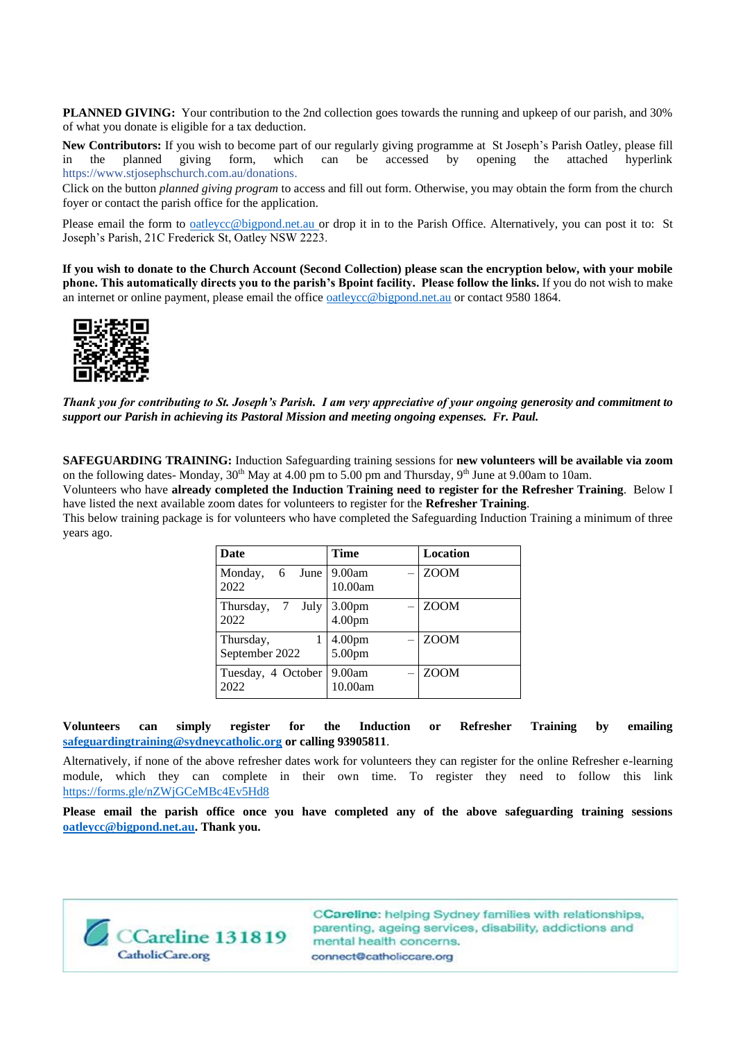**PLANNED GIVING:** Your contribution to the 2nd collection goes towards the running and upkeep of our parish, and 30% of what you donate is eligible for a tax deduction.

**New Contributors:** If you wish to become part of our regularly giving programme at St Joseph's Parish Oatley, please fill in the planned giving form, which can be accessed by opening the attached hyperlink https://www.stjosephschurch.com.au/donations.

Click on the button *planned giving program* to access and fill out form. Otherwise, you may obtain the form from the church foyer or contact the parish office for the application.

Please email the form to oatleycc@bigpond.net.au or drop it in to the Parish Office. Alternatively, you can post it to: St Joseph's Parish, 21C Frederick St, Oatley NSW 2223.

**If you wish to donate to the Church Account (Second Collection) please scan the encryption below, with your mobile phone. This automatically directs you to the parish's Bpoint facility. Please follow the links.** If you do not wish to make an internet or online payment, please email the office oatleycc@bigpond.net.au or contact 9580 1864.

***Thank you for contributing to St. Joseph's Parish. I am very appreciative of your ongoing generosity and commitment to support our Parish in achieving its Pastoral Mission and meeting ongoing expenses. Fr. Paul.***

**SAFEGUARDING TRAINING:** Induction Safeguarding training sessions for **new volunteers will be available via zoom** on the following dates- Monday, 30th May at 4.00 pm to 5.00 pm and Thursday, 9th June at 9.00am to 10am.

Volunteers who have **already completed the Induction Training need to register for the Refresher Training**. Below I have listed the next available zoom dates for volunteers to register for the **Refresher Training**.

This below training package is for volunteers who have completed the Safeguarding Induction Training a minimum of three years ago.

| Date | Time | Location |
|---|---|---|
| Monday, 6 June 2022 | 9.00am – 10.00am | ZOOM |
| Thursday, 7 July 2022 | 3.00pm – 4.00pm | ZOOM |
| Thursday, 1 September 2022 | 4.00pm – 5.00pm | ZOOM |
| Tuesday, 4 October 2022 | 9.00am – 10.00am | ZOOM |

**Volunteers can simply register for the Induction or Refresher Training by emailing safeguardingtraining@sydneycatholic.org or calling 93905811**.

Alternatively, if none of the above refresher dates work for volunteers they can register for the online Refresher e-learning module, which they can complete in their own time. To register they need to follow this link https://forms.gle/nZWjGCeMBc4Ev5Hd8

**Please email the parish office once you have completed any of the above safeguarding training sessions oatleycc@bigpond.net.au. Thank you.**

CCareline 131819
CatholicCare.org

**CCareline:** helping Sydney families with relationships, parenting, ageing services, disability, addictions and mental health concerns.
connect@catholiccare.org